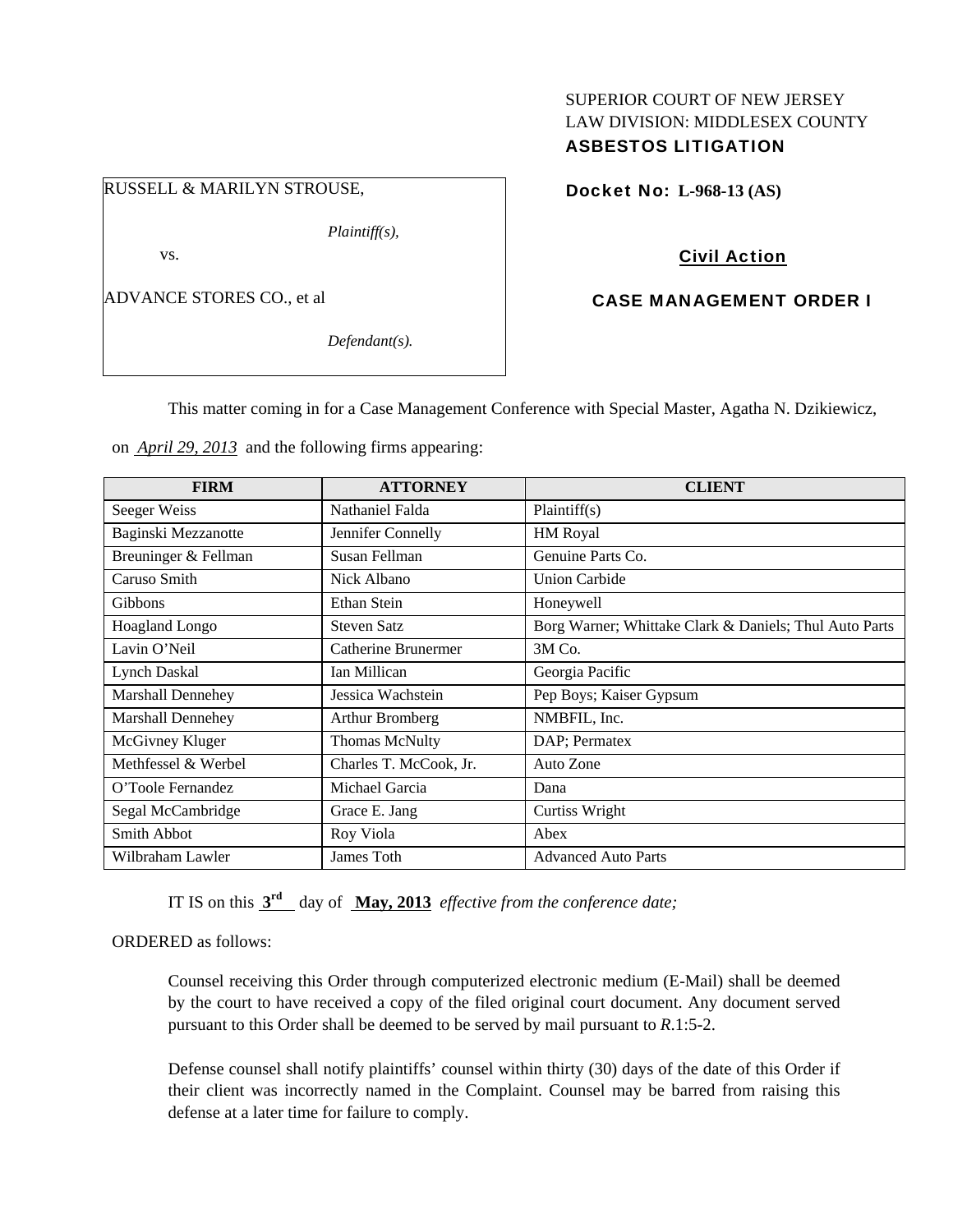SUPERIOR COURT OF NEW JERSEY
LAW DIVISION: MIDDLESEX COUNTY
**ASBESTOS LITIGATION**

RUSSELL & MARILYN STROUSE,

*Plaintiff(s),*

vs.

ADVANCE STORES CO., et al

*Defendant(s).*

**Docket No: L-968-13 (AS)**

**Civil Action**

**CASE MANAGEMENT ORDER I**

This matter coming in for a Case Management Conference with Special Master, Agatha N. Dzikiewicz, on *April 29, 2013* and the following firms appearing:

| FIRM | ATTORNEY | CLIENT |
|---|---|---|
| Seeger Weiss | Nathaniel Falda | Plaintiff(s) |
| Baginski Mezzanotte | Jennifer Connelly | HM Royal |
| Breuninger & Fellman | Susan Fellman | Genuine Parts Co. |
| Caruso Smith | Nick Albano | Union Carbide |
| Gibbons | Ethan Stein | Honeywell |
| Hoagland Longo | Steven Satz | Borg Warner; Whittake Clark & Daniels; Thul Auto Parts |
| Lavin O'Neil | Catherine Brunermer | 3M Co. |
| Lynch Daskal | Ian Millican | Georgia Pacific |
| Marshall Dennehey | Jessica Wachstein | Pep Boys; Kaiser Gypsum |
| Marshall Dennehey | Arthur Bromberg | NMBFIL, Inc. |
| McGivney Kluger | Thomas McNulty | DAP; Permatex |
| Methfessel & Werbel | Charles T. McCook, Jr. | Auto Zone |
| O'Toole Fernandez | Michael Garcia | Dana |
| Segal McCambridge | Grace E. Jang | Curtiss Wright |
| Smith Abbot | Roy Viola | Abex |
| Wilbraham Lawler | James Toth | Advanced Auto Parts |

IT IS on this **3rd** day of **May, 2013** *effective from the conference date;*

ORDERED as follows:

Counsel receiving this Order through computerized electronic medium (E-Mail) shall be deemed by the court to have received a copy of the filed original court document. Any document served pursuant to this Order shall be deemed to be served by mail pursuant to *R*.1:5-2.

Defense counsel shall notify plaintiffs' counsel within thirty (30) days of the date of this Order if their client was incorrectly named in the Complaint. Counsel may be barred from raising this defense at a later time for failure to comply.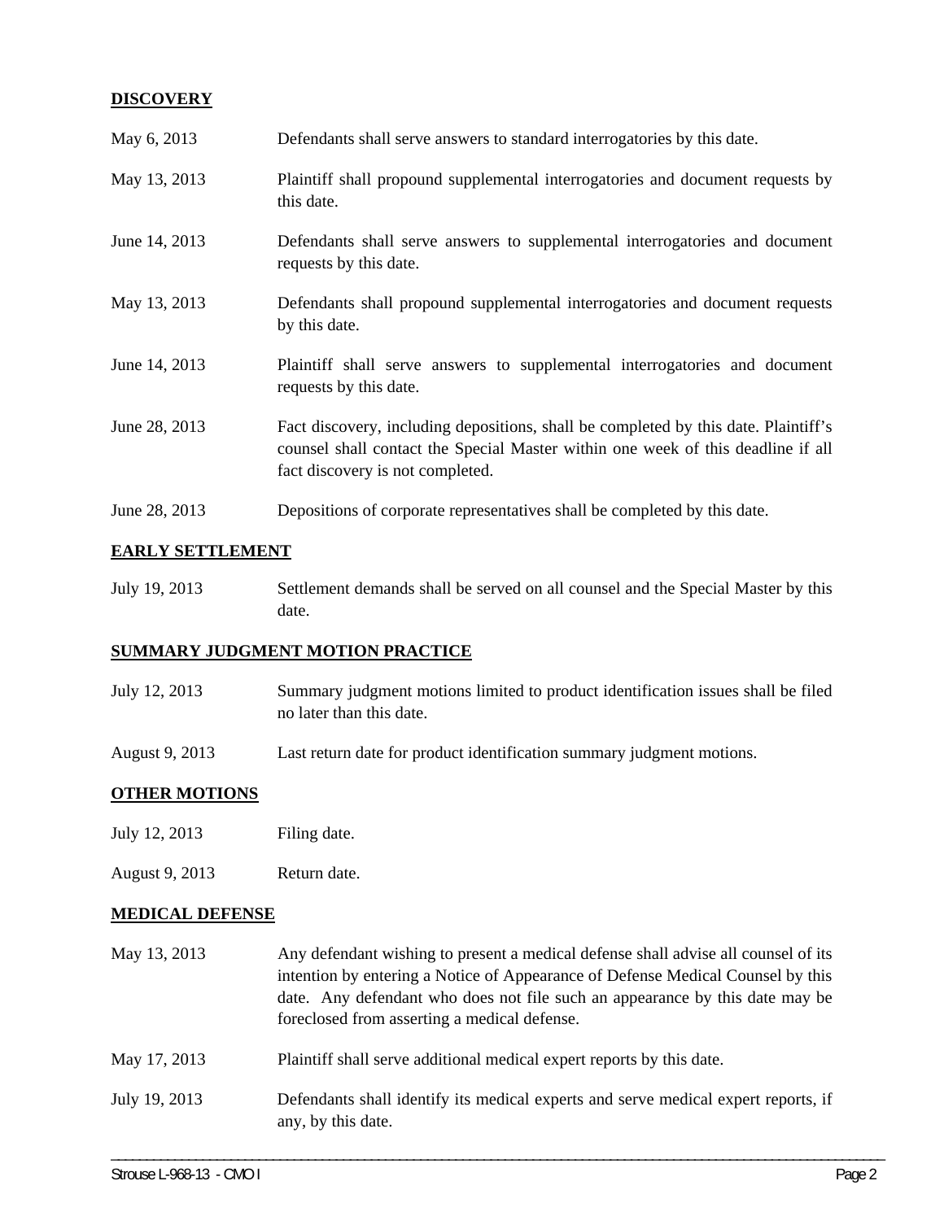**DISCOVERY**

| | |
|---|---|
| May 6, 2013 | Defendants shall serve answers to standard interrogatories by this date. |
| May 13, 2013 | Plaintiff shall propound supplemental interrogatories and document requests by this date. |
| June 14, 2013 | Defendants shall serve answers to supplemental interrogatories and document requests by this date. |
| May 13, 2013 | Defendants shall propound supplemental interrogatories and document requests by this date. |
| June 14, 2013 | Plaintiff shall serve answers to supplemental interrogatories and document requests by this date. |
| June 28, 2013 | Fact discovery, including depositions, shall be completed by this date. Plaintiff's counsel shall contact the Special Master within one week of this deadline if all fact discovery is not completed. |
| June 28, 2013 | Depositions of corporate representatives shall be completed by this date. |

**EARLY SETTLEMENT**

| | |
|---|---|
| July 19, 2013 | Settlement demands shall be served on all counsel and the Special Master by this date. |

**SUMMARY JUDGMENT MOTION PRACTICE**

| | |
|---|---|
| July 12, 2013 | Summary judgment motions limited to product identification issues shall be filed no later than this date. |
| August 9, 2013 | Last return date for product identification summary judgment motions. |

**OTHER MOTIONS**

| | |
|---|---|
| July 12, 2013 | Filing date. |
| August 9, 2013 | Return date. |

**MEDICAL DEFENSE**

| | |
|---|---|
| May 13, 2013 | Any defendant wishing to present a medical defense shall advise all counsel of its intention by entering a Notice of Appearance of Defense Medical Counsel by this date. Any defendant who does not file such an appearance by this date may be foreclosed from asserting a medical defense. |
| May 17, 2013 | Plaintiff shall serve additional medical expert reports by this date. |
| July 19, 2013 | Defendants shall identify its medical experts and serve medical expert reports, if any, by this date. |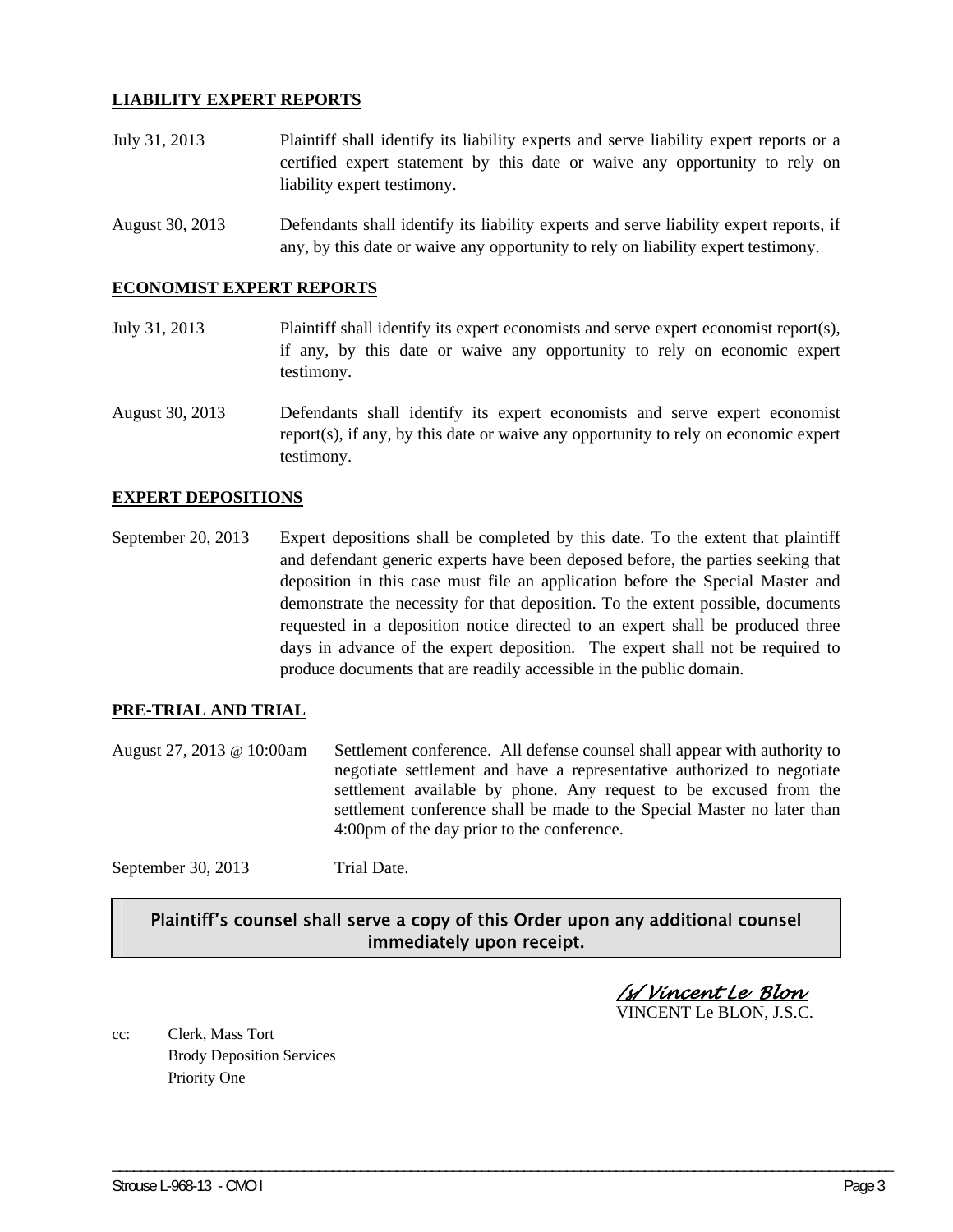**LIABILITY EXPERT REPORTS**

| | |
|---|---|
| July 31, 2013 | Plaintiff shall identify its liability experts and serve liability expert reports or a certified expert statement by this date or waive any opportunity to rely on liability expert testimony. |
| August 30, 2013 | Defendants shall identify its liability experts and serve liability expert reports, if any, by this date or waive any opportunity to rely on liability expert testimony. |

**ECONOMIST EXPERT REPORTS**

| | |
|---|---|
| July 31, 2013 | Plaintiff shall identify its expert economists and serve expert economist report(s), if any, by this date or waive any opportunity to rely on economic expert testimony. |
| August 30, 2013 | Defendants shall identify its expert economists and serve expert economist report(s), if any, by this date or waive any opportunity to rely on economic expert testimony. |

**EXPERT DEPOSITIONS**

| | |
|---|---|
| September 20, 2013 | Expert depositions shall be completed by this date. To the extent that plaintiff and defendant generic experts have been deposed before, the parties seeking that deposition in this case must file an application before the Special Master and demonstrate the necessity for that deposition. To the extent possible, documents requested in a deposition notice directed to an expert shall be produced three days in advance of the expert deposition. The expert shall not be required to produce documents that are readily accessible in the public domain. |

**PRE-TRIAL AND TRIAL**

| | |
|---|---|
| August 27, 2013 @ 10:00am | Settlement conference. All defense counsel shall appear with authority to negotiate settlement and have a representative authorized to negotiate settlement available by phone. Any request to be excused from the settlement conference shall be made to the Special Master no later than 4:00pm of the day prior to the conference. |
| September 30, 2013 | Trial Date. |

**Plaintiff's counsel shall serve a copy of this Order upon any additional counsel immediately upon receipt.**

*/s/ Vincent Le Blon*
VINCENT Le BLON, J.S.C.

cc: Clerk, Mass Tort
Brody Deposition Services
Priority One